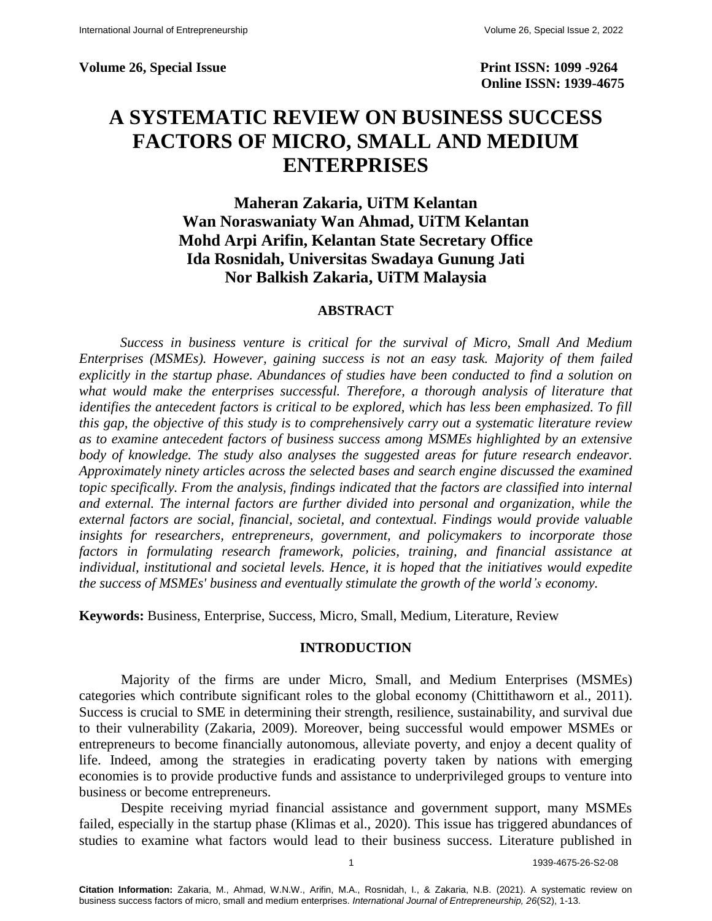**Volume 26, Special Issue** **Print ISSN: 1099 -9264**
**Online ISSN: 1939-4675**

# A SYSTEMATIC REVIEW ON BUSINESS SUCCESS FACTORS OF MICRO, SMALL AND MEDIUM ENTERPRISES

**Maheran Zakaria, UiTM Kelantan**
**Wan Noraswaniaty Wan Ahmad, UiTM Kelantan**
**Mohd Arpi Arifin, Kelantan State Secretary Office**
**Ida Rosnidah, Universitas Swadaya Gunung Jati**
**Nor Balkish Zakaria, UiTM Malaysia**

## ABSTRACT

*Success in business venture is critical for the survival of Micro, Small And Medium Enterprises (MSMEs). However, gaining success is not an easy task. Majority of them failed explicitly in the startup phase. Abundances of studies have been conducted to find a solution on what would make the enterprises successful. Therefore, a thorough analysis of literature that identifies the antecedent factors is critical to be explored, which has less been emphasized. To fill this gap, the objective of this study is to comprehensively carry out a systematic literature review as to examine antecedent factors of business success among MSMEs highlighted by an extensive body of knowledge. The study also analyses the suggested areas for future research endeavor. Approximately ninety articles across the selected bases and search engine discussed the examined topic specifically. From the analysis, findings indicated that the factors are classified into internal and external. The internal factors are further divided into personal and organization, while the external factors are social, financial, societal, and contextual. Findings would provide valuable insights for researchers, entrepreneurs, government, and policymakers to incorporate those factors in formulating research framework, policies, training, and financial assistance at individual, institutional and societal levels. Hence, it is hoped that the initiatives would expedite the success of MSMEs' business and eventually stimulate the growth of the world's economy.*

**Keywords:** Business, Enterprise, Success, Micro, Small, Medium, Literature, Review

## INTRODUCTION

Majority of the firms are under Micro, Small, and Medium Enterprises (MSMEs) categories which contribute significant roles to the global economy (Chittithaworn et al., 2011). Success is crucial to SME in determining their strength, resilience, sustainability, and survival due to their vulnerability (Zakaria, 2009). Moreover, being successful would empower MSMEs or entrepreneurs to become financially autonomous, alleviate poverty, and enjoy a decent quality of life. Indeed, among the strategies in eradicating poverty taken by nations with emerging economies is to provide productive funds and assistance to underprivileged groups to venture into business or become entrepreneurs.

Despite receiving myriad financial assistance and government support, many MSMEs failed, especially in the startup phase (Klimas et al., 2020). This issue has triggered abundances of studies to examine what factors would lead to their business success. Literature published in

**Citation Information:** Zakaria, M., Ahmad, W.N.W., Arifin, M.A., Rosnidah, I., & Zakaria, N.B. (2021). A systematic review on business success factors of micro, small and medium enterprises. *International Journal of Entrepreneurship, 26*(S2), 1-13.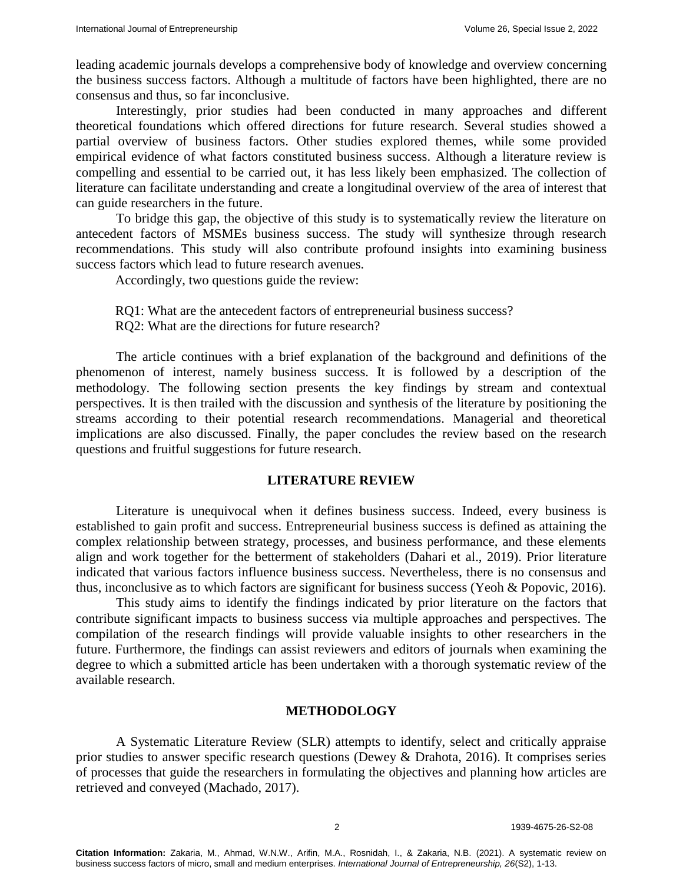leading academic journals develops a comprehensive body of knowledge and overview concerning the business success factors. Although a multitude of factors have been highlighted, there are no consensus and thus, so far inconclusive.

Interestingly, prior studies had been conducted in many approaches and different theoretical foundations which offered directions for future research. Several studies showed a partial overview of business factors. Other studies explored themes, while some provided empirical evidence of what factors constituted business success. Although a literature review is compelling and essential to be carried out, it has less likely been emphasized. The collection of literature can facilitate understanding and create a longitudinal overview of the area of interest that can guide researchers in the future.

To bridge this gap, the objective of this study is to systematically review the literature on antecedent factors of MSMEs business success. The study will synthesize through research recommendations. This study will also contribute profound insights into examining business success factors which lead to future research avenues.

Accordingly, two questions guide the review:

RQ1: What are the antecedent factors of entrepreneurial business success?
RQ2: What are the directions for future research?

The article continues with a brief explanation of the background and definitions of the phenomenon of interest, namely business success. It is followed by a description of the methodology. The following section presents the key findings by stream and contextual perspectives. It is then trailed with the discussion and synthesis of the literature by positioning the streams according to their potential research recommendations. Managerial and theoretical implications are also discussed. Finally, the paper concludes the review based on the research questions and fruitful suggestions for future research.

## LITERATURE REVIEW

Literature is unequivocal when it defines business success. Indeed, every business is established to gain profit and success. Entrepreneurial business success is defined as attaining the complex relationship between strategy, processes, and business performance, and these elements align and work together for the betterment of stakeholders (Dahari et al., 2019). Prior literature indicated that various factors influence business success. Nevertheless, there is no consensus and thus, inconclusive as to which factors are significant for business success (Yeoh & Popovic, 2016).

This study aims to identify the findings indicated by prior literature on the factors that contribute significant impacts to business success via multiple approaches and perspectives. The compilation of the research findings will provide valuable insights to other researchers in the future. Furthermore, the findings can assist reviewers and editors of journals when examining the degree to which a submitted article has been undertaken with a thorough systematic review of the available research.

## METHODOLOGY

A Systematic Literature Review (SLR) attempts to identify, select and critically appraise prior studies to answer specific research questions (Dewey & Drahota, 2016). It comprises series of processes that guide the researchers in formulating the objectives and planning how articles are retrieved and conveyed (Machado, 2017).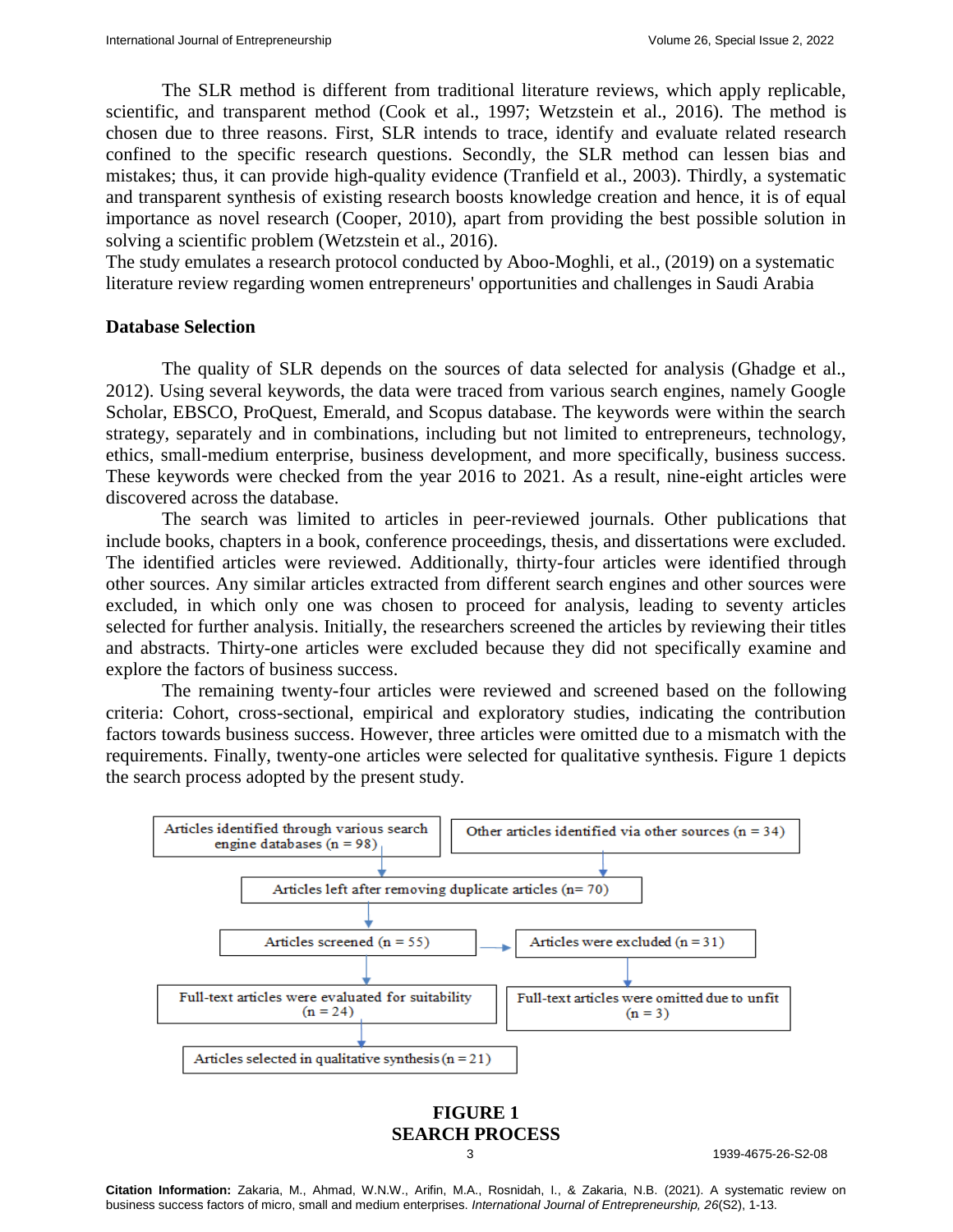The SLR method is different from traditional literature reviews, which apply replicable, scientific, and transparent method (Cook et al., 1997; Wetzstein et al., 2016). The method is chosen due to three reasons. First, SLR intends to trace, identify and evaluate related research confined to the specific research questions. Secondly, the SLR method can lessen bias and mistakes; thus, it can provide high-quality evidence (Tranfield et al., 2003). Thirdly, a systematic and transparent synthesis of existing research boosts knowledge creation and hence, it is of equal importance as novel research (Cooper, 2010), apart from providing the best possible solution in solving a scientific problem (Wetzstein et al., 2016).

The study emulates a research protocol conducted by Aboo-Moghli, et al., (2019) on a systematic literature review regarding women entrepreneurs' opportunities and challenges in Saudi Arabia

**Database Selection**

The quality of SLR depends on the sources of data selected for analysis (Ghadge et al., 2012). Using several keywords, the data were traced from various search engines, namely Google Scholar, EBSCO, ProQuest, Emerald, and Scopus database. The keywords were within the search strategy, separately and in combinations, including but not limited to entrepreneurs, technology, ethics, small-medium enterprise, business development, and more specifically, business success. These keywords were checked from the year 2016 to 2021. As a result, nine-eight articles were discovered across the database.

The search was limited to articles in peer-reviewed journals. Other publications that include books, chapters in a book, conference proceedings, thesis, and dissertations were excluded. The identified articles were reviewed. Additionally, thirty-four articles were identified through other sources. Any similar articles extracted from different search engines and other sources were excluded, in which only one was chosen to proceed for analysis, leading to seventy articles selected for further analysis. Initially, the researchers screened the articles by reviewing their titles and abstracts. Thirty-one articles were excluded because they did not specifically examine and explore the factors of business success.

The remaining twenty-four articles were reviewed and screened based on the following criteria: Cohort, cross-sectional, empirical and exploratory studies, indicating the contribution factors towards business success. However, three articles were omitted due to a mismatch with the requirements. Finally, twenty-one articles were selected for qualitative synthesis. Figure 1 depicts the search process adopted by the present study.

Articles identified through various search engine databases (n = 98)

Other articles identified via other sources (n = 34)

Articles left after removing duplicate articles (n= 70)

Articles screened (n = 55)

Articles were excluded (n = 31)

Full-text articles were evaluated for suitability (n = 24)

Full-text articles were omitted due to unfit (n = 3)

Articles selected in qualitative synthesis (n = 21)

**FIGURE 1**
**SEARCH PROCESS**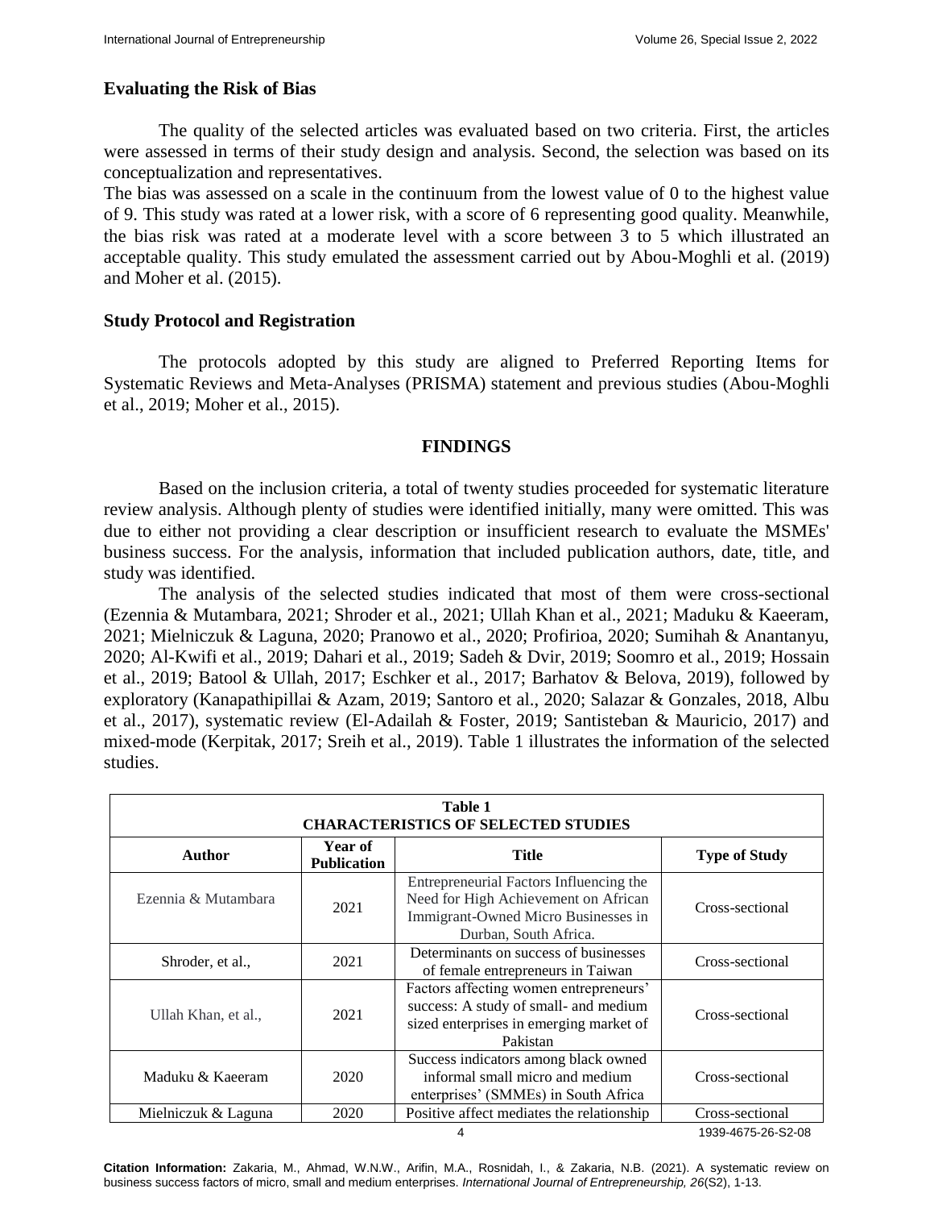### Evaluating the Risk of Bias

The quality of the selected articles was evaluated based on two criteria. First, the articles were assessed in terms of their study design and analysis. Second, the selection was based on its conceptualization and representatives.

The bias was assessed on a scale in the continuum from the lowest value of 0 to the highest value of 9. This study was rated at a lower risk, with a score of 6 representing good quality. Meanwhile, the bias risk was rated at a moderate level with a score between 3 to 5 which illustrated an acceptable quality. This study emulated the assessment carried out by Abou-Moghli et al. (2019) and Moher et al. (2015).

### Study Protocol and Registration

The protocols adopted by this study are aligned to Preferred Reporting Items for Systematic Reviews and Meta-Analyses (PRISMA) statement and previous studies (Abou-Moghli et al., 2019; Moher et al., 2015).

## FINDINGS

Based on the inclusion criteria, a total of twenty studies proceeded for systematic literature review analysis. Although plenty of studies were identified initially, many were omitted. This was due to either not providing a clear description or insufficient research to evaluate the MSMEs' business success. For the analysis, information that included publication authors, date, title, and study was identified.

The analysis of the selected studies indicated that most of them were cross-sectional (Ezennia & Mutambara, 2021; Shroder et al., 2021; Ullah Khan et al., 2021; Maduku & Kaeeram, 2021; Mielniczuk & Laguna, 2020; Pranowo et al., 2020; Profirioa, 2020; Sumihah & Anantanyu, 2020; Al-Kwifi et al., 2019; Dahari et al., 2019; Sadeh & Dvir, 2019; Soomro et al., 2019; Hossain et al., 2019; Batool & Ullah, 2017; Eschker et al., 2017; Barhatov & Belova, 2019), followed by exploratory (Kanapathipillai & Azam, 2019; Santoro et al., 2020; Salazar & Gonzales, 2018, Albu et al., 2017), systematic review (El-Adailah & Foster, 2019; Santisteban & Mauricio, 2017) and mixed-mode (Kerpitak, 2017; Sreih et al., 2019). Table 1 illustrates the information of the selected studies.

**Table 1**
**CHARACTERISTICS OF SELECTED STUDIES**

| Author | Year of Publication | Title | Type of Study |
|---|---|---|---|
| Ezennia & Mutambara | 2021 | Entrepreneurial Factors Influencing the Need for High Achievement on African Immigrant-Owned Micro Businesses in Durban, South Africa. | Cross-sectional |
| Shroder, et al., | 2021 | Determinants on success of businesses of female entrepreneurs in Taiwan | Cross-sectional |
| Ullah Khan, et al., | 2021 | Factors affecting women entrepreneurs' success: A study of small- and medium sized enterprises in emerging market of Pakistan | Cross-sectional |
| Maduku & Kaeeram | 2020 | Success indicators among black owned informal small micro and medium enterprises' (SMMEs) in South Africa | Cross-sectional |
| Mielniczuk & Laguna | 2020 | Positive affect mediates the relationship | Cross-sectional |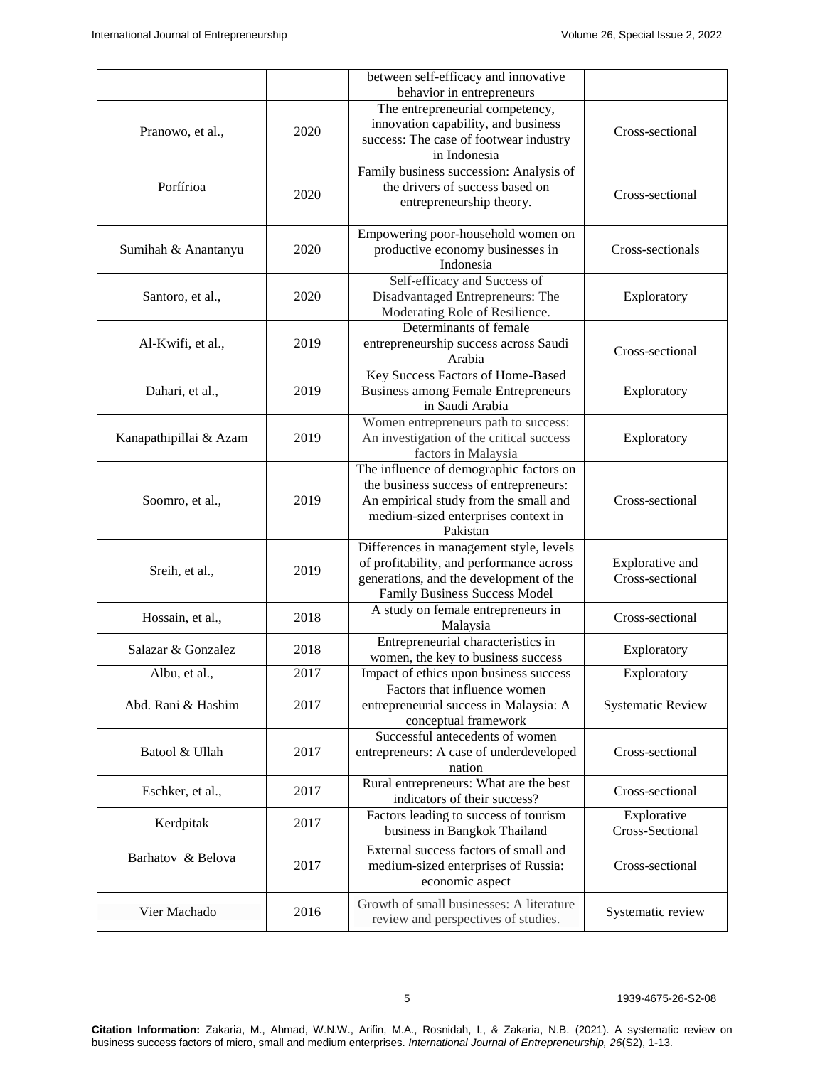| | | between self-efficacy and innovative behavior in entrepreneurs | |
|---|---|---|---|
| Pranowo, et al., | 2020 | The entrepreneurial competency, innovation capability, and business success: The case of footwear industry in Indonesia | Cross-sectional |
| Porfírioa | 2020 | Family business succession: Analysis of the drivers of success based on entrepreneurship theory. | Cross-sectional |
| Sumihah & Anantanyu | 2020 | Empowering poor-household women on productive economy businesses in Indonesia | Cross-sectionals |
| Santoro, et al., | 2020 | Self-efficacy and Success of Disadvantaged Entrepreneurs: The Moderating Role of Resilience. | Exploratory |
| Al-Kwifi, et al., | 2019 | Determinants of female entrepreneurship success across Saudi Arabia | Cross-sectional |
| Dahari, et al., | 2019 | Key Success Factors of Home-Based Business among Female Entrepreneurs in Saudi Arabia | Exploratory |
| Kanapathipillai & Azam | 2019 | Women entrepreneurs path to success: An investigation of the critical success factors in Malaysia | Exploratory |
| Soomro, et al., | 2019 | The influence of demographic factors on the business success of entrepreneurs: An empirical study from the small and medium-sized enterprises context in Pakistan | Cross-sectional |
| Sreih, et al., | 2019 | Differences in management style, levels of profitability, and performance across generations, and the development of the Family Business Success Model | Explorative and Cross-sectional |
| Hossain, et al., | 2018 | A study on female entrepreneurs in Malaysia | Cross-sectional |
| Salazar & Gonzalez | 2018 | Entrepreneurial characteristics in women, the key to business success | Exploratory |
| Albu, et al., | 2017 | Impact of ethics upon business success | Exploratory |
| Abd. Rani & Hashim | 2017 | Factors that influence women entrepreneurial success in Malaysia: A conceptual framework | Systematic Review |
| Batool & Ullah | 2017 | Successful antecedents of women entrepreneurs: A case of underdeveloped nation | Cross-sectional |
| Eschker, et al., | 2017 | Rural entrepreneurs: What are the best indicators of their success? | Cross-sectional |
| Kerdpitak | 2017 | Factors leading to success of tourism business in Bangkok Thailand | Explorative Cross-Sectional |
| Barhatov & Belova | 2017 | External success factors of small and medium-sized enterprises of Russia: economic aspect | Cross-sectional |
| Vier Machado | 2016 | Growth of small businesses: A literature review and perspectives of studies. | Systematic review |

**Citation Information:** Zakaria, M., Ahmad, W.N.W., Arifin, M.A., Rosnidah, I., & Zakaria, N.B. (2021). A systematic review on business success factors of micro, small and medium enterprises. *International Journal of Entrepreneurship, 26*(S2), 1-13.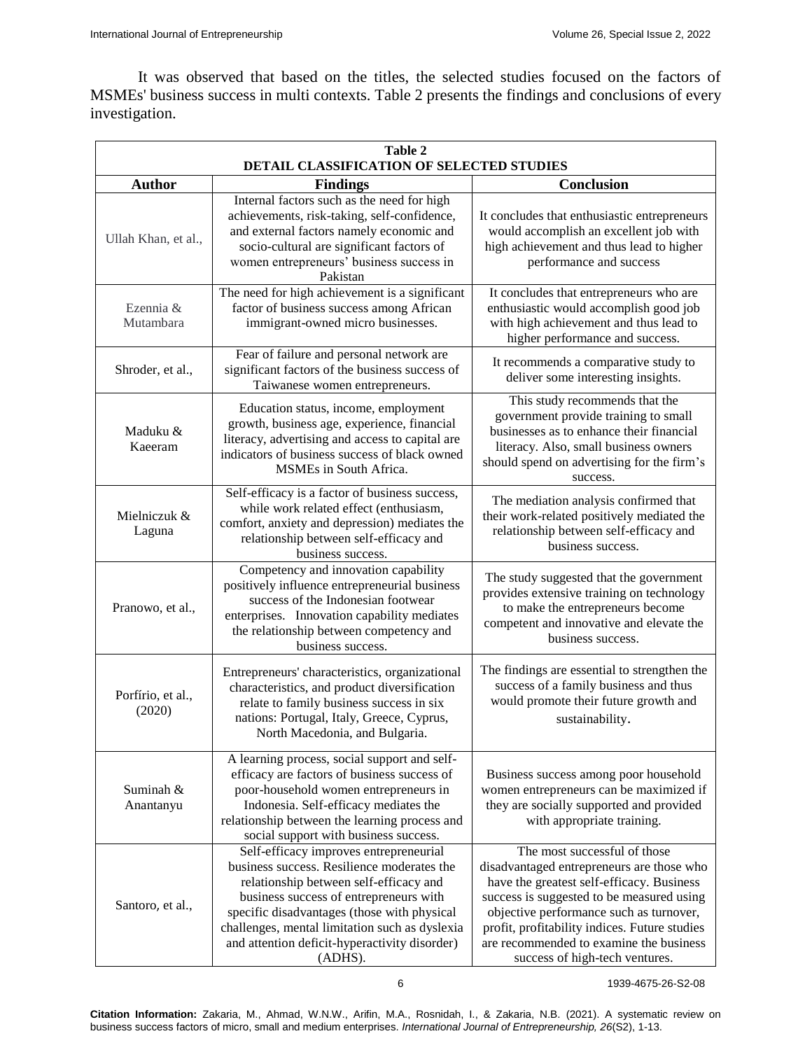It was observed that based on the titles, the selected studies focused on the factors of MSMEs' business success in multi contexts. Table 2 presents the findings and conclusions of every investigation.

**Table 2**
**DETAIL CLASSIFICATION OF SELECTED STUDIES**

| Author | Findings | Conclusion |
|---|---|---|
| Ullah Khan, et al., | Internal factors such as the need for high achievements, risk-taking, self-confidence, and external factors namely economic and socio-cultural are significant factors of women entrepreneurs' business success in Pakistan | It concludes that enthusiastic entrepreneurs would accomplish an excellent job with high achievement and thus lead to higher performance and success |
| Ezennia & Mutambara | The need for high achievement is a significant factor of business success among African immigrant-owned micro businesses. | It concludes that entrepreneurs who are enthusiastic would accomplish good job with high achievement and thus lead to higher performance and success. |
| Shroder, et al., | Fear of failure and personal network are significant factors of the business success of Taiwanese women entrepreneurs. | It recommends a comparative study to deliver some interesting insights. |
| Maduku & Kaeeram | Education status, income, employment growth, business age, experience, financial literacy, advertising and access to capital are indicators of business success of black owned MSMEs in South Africa. | This study recommends that the government provide training to small businesses as to enhance their financial literacy. Also, small business owners should spend on advertising for the firm's success. |
| Mielniczuk & Laguna | Self-efficacy is a factor of business success, while work related effect (enthusiasm, comfort, anxiety and depression) mediates the relationship between self-efficacy and business success. | The mediation analysis confirmed that their work-related positively mediated the relationship between self-efficacy and business success. |
| Pranowo, et al., | Competency and innovation capability positively influence entrepreneurial business success of the Indonesian footwear enterprises. Innovation capability mediates the relationship between competency and business success. | The study suggested that the government provides extensive training on technology to make the entrepreneurs become competent and innovative and elevate the business success. |
| Porfírio, et al., (2020) | Entrepreneurs' characteristics, organizational characteristics, and product diversification relate to family business success in six nations: Portugal, Italy, Greece, Cyprus, North Macedonia, and Bulgaria. | The findings are essential to strengthen the success of a family business and thus would promote their future growth and sustainability. |
| Suminah & Anantanyu | A learning process, social support and self-efficacy are factors of business success of poor-household women entrepreneurs in Indonesia. Self-efficacy mediates the relationship between the learning process and social support with business success. | Business success among poor household women entrepreneurs can be maximized if they are socially supported and provided with appropriate training. |
| Santoro, et al., | Self-efficacy improves entrepreneurial business success. Resilience moderates the relationship between self-efficacy and business success of entrepreneurs with specific disadvantages (those with physical challenges, mental limitation such as dyslexia and attention deficit-hyperactivity disorder) (ADHD). | The most successful of those disadvantaged entrepreneurs are those who have the greatest self-efficacy. Business success is suggested to be measured using objective performance such as turnover, profit, profitability indices. Future studies are recommended to examine the business success of high-tech ventures. |

**Citation Information:** Zakaria, M., Ahmad, W.N.W., Arifin, M.A., Rosnidah, I., & Zakaria, N.B. (2021). A systematic review on business success factors of micro, small and medium enterprises. *International Journal of Entrepreneurship, 26*(S2), 1-13.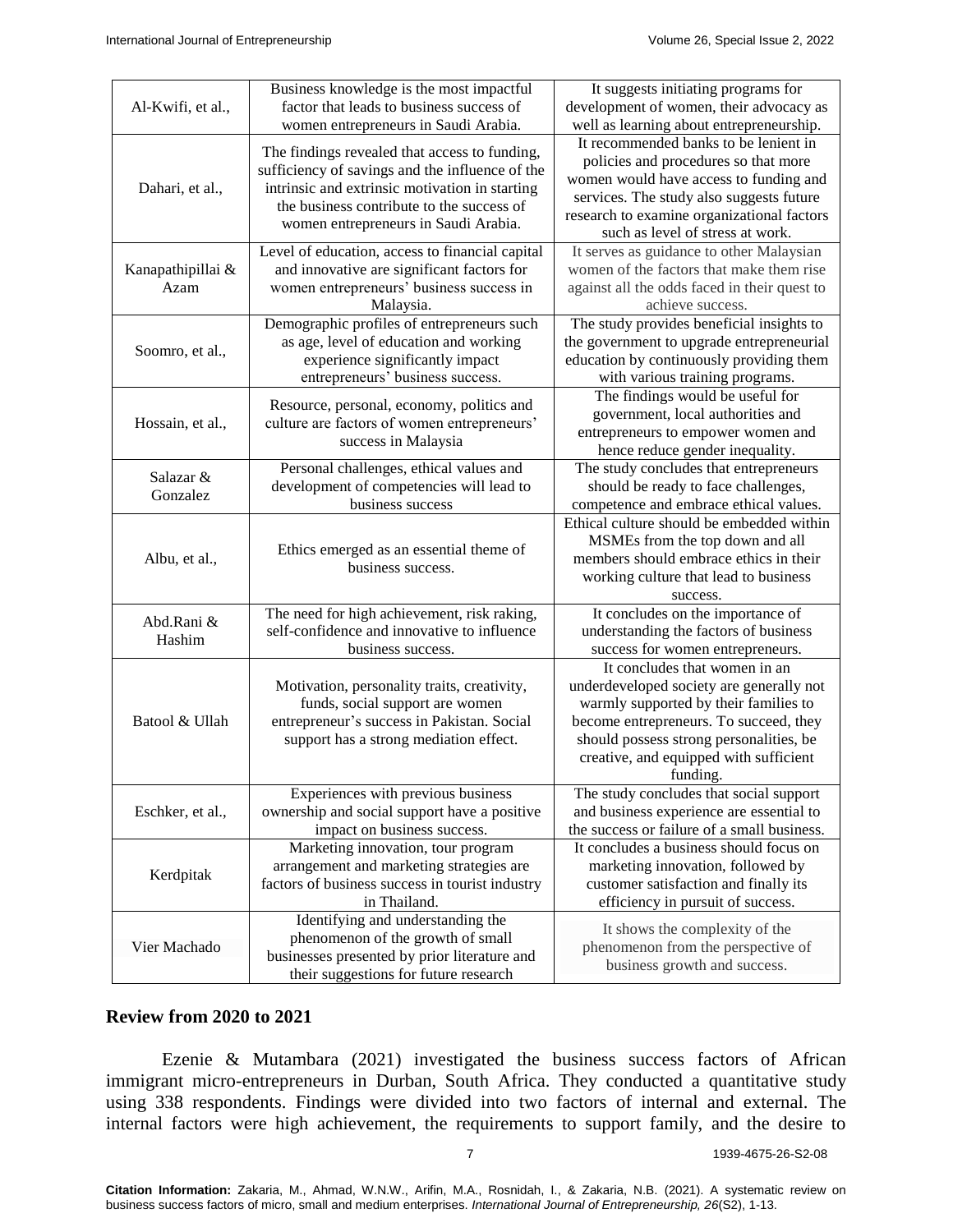| | | |
|---|---|---|
| Al-Kwifi, et al., | Business knowledge is the most impactful factor that leads to business success of women entrepreneurs in Saudi Arabia. | It suggests initiating programs for development of women, their advocacy as well as learning about entrepreneurship. |
| Dahari, et al., | The findings revealed that access to funding, sufficiency of savings and the influence of the intrinsic and extrinsic motivation in starting the business contribute to the success of women entrepreneurs in Saudi Arabia. | It recommended banks to be lenient in policies and procedures so that more women would have access to funding and services. The study also suggests future research to examine organizational factors such as level of stress at work. |
| Kanapathipillai & Azam | Level of education, access to financial capital and innovative are significant factors for women entrepreneurs' business success in Malaysia. | It serves as guidance to other Malaysian women of the factors that make them rise against all the odds faced in their quest to achieve success. |
| Soomro, et al., | Demographic profiles of entrepreneurs such as age, level of education and working experience significantly impact entrepreneurs' business success. | The study provides beneficial insights to the government to upgrade entrepreneurial education by continuously providing them with various training programs. |
| Hossain, et al., | Resource, personal, economy, politics and culture are factors of women entrepreneurs' success in Malaysia | The findings would be useful for government, local authorities and entrepreneurs to empower women and hence reduce gender inequality. |
| Salazar & Gonzalez | Personal challenges, ethical values and development of competencies will lead to business success | The study concludes that entrepreneurs should be ready to face challenges, competence and embrace ethical values. |
| Albu, et al., | Ethics emerged as an essential theme of business success. | Ethical culture should be embedded within MSMEs from the top down and all members should embrace ethics in their working culture that lead to business success. |
| Abd.Rani & Hashim | The need for high achievement, risk raking, self-confidence and innovative to influence business success. | It concludes on the importance of understanding the factors of business success for women entrepreneurs. |
| Batool & Ullah | Motivation, personality traits, creativity, funds, social support are women entrepreneur's success in Pakistan. Social support has a strong mediation effect. | It concludes that women in an underdeveloped society are generally not warmly supported by their families to become entrepreneurs. To succeed, they should possess strong personalities, be creative, and equipped with sufficient funding. |
| Eschker, et al., | Experiences with previous business ownership and social support have a positive impact on business success. | The study concludes that social support and business experience are essential to the success or failure of a small business. |
| Kerdpitak | Marketing innovation, tour program arrangement and marketing strategies are factors of business success in tourist industry in Thailand. | It concludes a business should focus on marketing innovation, followed by customer satisfaction and finally its efficiency in pursuit of success. |
| Vier Machado | Identifying and understanding the phenomenon of the growth of small businesses presented by prior literature and their suggestions for future research | It shows the complexity of the phenomenon from the perspective of business growth and success. |

## Review from 2020 to 2021

Ezenie & Mutambara (2021) investigated the business success factors of African immigrant micro-entrepreneurs in Durban, South Africa. They conducted a quantitative study using 338 respondents. Findings were divided into two factors of internal and external. The internal factors were high achievement, the requirements to support family, and the desire to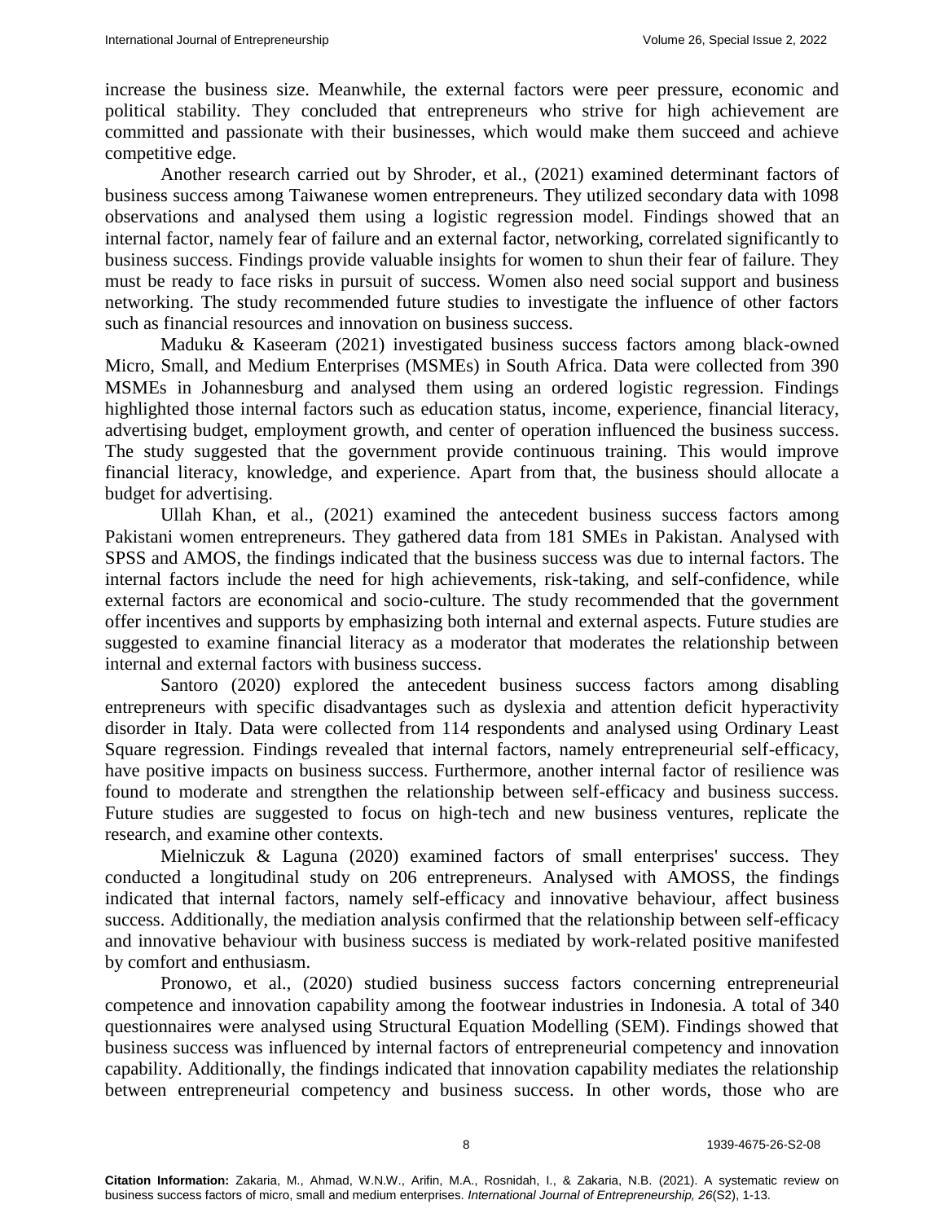increase the business size. Meanwhile, the external factors were peer pressure, economic and political stability. They concluded that entrepreneurs who strive for high achievement are committed and passionate with their businesses, which would make them succeed and achieve competitive edge.

Another research carried out by Shroder, et al., (2021) examined determinant factors of business success among Taiwanese women entrepreneurs. They utilized secondary data with 1098 observations and analysed them using a logistic regression model. Findings showed that an internal factor, namely fear of failure and an external factor, networking, correlated significantly to business success. Findings provide valuable insights for women to shun their fear of failure. They must be ready to face risks in pursuit of success. Women also need social support and business networking. The study recommended future studies to investigate the influence of other factors such as financial resources and innovation on business success.

Maduku & Kaseeram (2021) investigated business success factors among black-owned Micro, Small, and Medium Enterprises (MSMEs) in South Africa. Data were collected from 390 MSMEs in Johannesburg and analysed them using an ordered logistic regression. Findings highlighted those internal factors such as education status, income, experience, financial literacy, advertising budget, employment growth, and center of operation influenced the business success. The study suggested that the government provide continuous training. This would improve financial literacy, knowledge, and experience. Apart from that, the business should allocate a budget for advertising.

Ullah Khan, et al., (2021) examined the antecedent business success factors among Pakistani women entrepreneurs. They gathered data from 181 SMEs in Pakistan. Analysed with SPSS and AMOS, the findings indicated that the business success was due to internal factors. The internal factors include the need for high achievements, risk-taking, and self-confidence, while external factors are economical and socio-culture. The study recommended that the government offer incentives and supports by emphasizing both internal and external aspects. Future studies are suggested to examine financial literacy as a moderator that moderates the relationship between internal and external factors with business success.

Santoro (2020) explored the antecedent business success factors among disabling entrepreneurs with specific disadvantages such as dyslexia and attention deficit hyperactivity disorder in Italy. Data were collected from 114 respondents and analysed using Ordinary Least Square regression. Findings revealed that internal factors, namely entrepreneurial self-efficacy, have positive impacts on business success. Furthermore, another internal factor of resilience was found to moderate and strengthen the relationship between self-efficacy and business success. Future studies are suggested to focus on high-tech and new business ventures, replicate the research, and examine other contexts.

Mielniczuk & Laguna (2020) examined factors of small enterprises' success. They conducted a longitudinal study on 206 entrepreneurs. Analysed with AMOSS, the findings indicated that internal factors, namely self-efficacy and innovative behaviour, affect business success. Additionally, the mediation analysis confirmed that the relationship between self-efficacy and innovative behaviour with business success is mediated by work-related positive manifested by comfort and enthusiasm.

Pronowo, et al., (2020) studied business success factors concerning entrepreneurial competence and innovation capability among the footwear industries in Indonesia. A total of 340 questionnaires were analysed using Structural Equation Modelling (SEM). Findings showed that business success was influenced by internal factors of entrepreneurial competency and innovation capability. Additionally, the findings indicated that innovation capability mediates the relationship between entrepreneurial competency and business success. In other words, those who are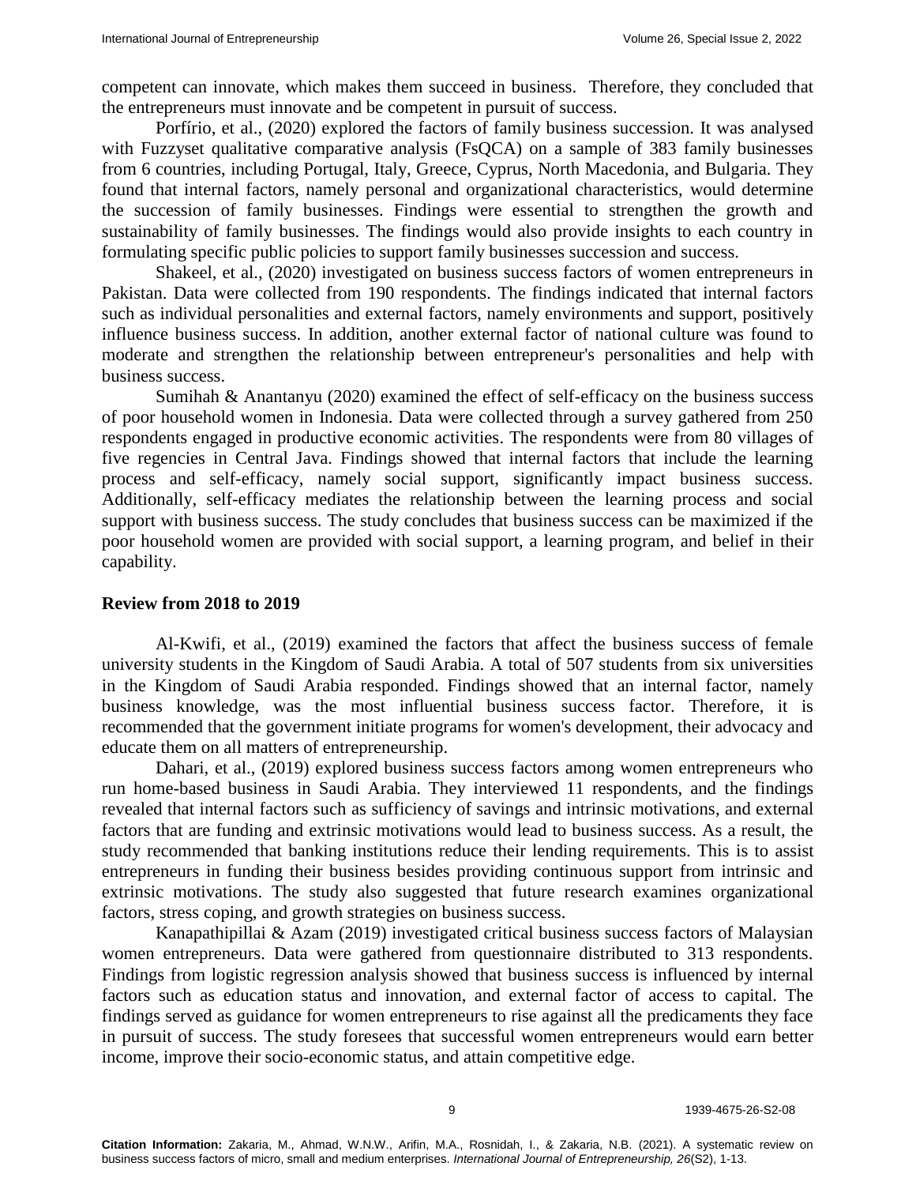competent can innovate, which makes them succeed in business. Therefore, they concluded that the entrepreneurs must innovate and be competent in pursuit of success.

Porfírio, et al., (2020) explored the factors of family business succession. It was analysed with Fuzzyset qualitative comparative analysis (FsQCA) on a sample of 383 family businesses from 6 countries, including Portugal, Italy, Greece, Cyprus, North Macedonia, and Bulgaria. They found that internal factors, namely personal and organizational characteristics, would determine the succession of family businesses. Findings were essential to strengthen the growth and sustainability of family businesses. The findings would also provide insights to each country in formulating specific public policies to support family businesses succession and success.

Shakeel, et al., (2020) investigated on business success factors of women entrepreneurs in Pakistan. Data were collected from 190 respondents. The findings indicated that internal factors such as individual personalities and external factors, namely environments and support, positively influence business success. In addition, another external factor of national culture was found to moderate and strengthen the relationship between entrepreneur's personalities and help with business success.

Sumihah & Anantanyu (2020) examined the effect of self-efficacy on the business success of poor household women in Indonesia. Data were collected through a survey gathered from 250 respondents engaged in productive economic activities. The respondents were from 80 villages of five regencies in Central Java. Findings showed that internal factors that include the learning process and self-efficacy, namely social support, significantly impact business success. Additionally, self-efficacy mediates the relationship between the learning process and social support with business success. The study concludes that business success can be maximized if the poor household women are provided with social support, a learning program, and belief in their capability.

## Review from 2018 to 2019

Al-Kwifi, et al., (2019) examined the factors that affect the business success of female university students in the Kingdom of Saudi Arabia. A total of 507 students from six universities in the Kingdom of Saudi Arabia responded. Findings showed that an internal factor, namely business knowledge, was the most influential business success factor. Therefore, it is recommended that the government initiate programs for women's development, their advocacy and educate them on all matters of entrepreneurship.

Dahari, et al., (2019) explored business success factors among women entrepreneurs who run home-based business in Saudi Arabia. They interviewed 11 respondents, and the findings revealed that internal factors such as sufficiency of savings and intrinsic motivations, and external factors that are funding and extrinsic motivations would lead to business success. As a result, the study recommended that banking institutions reduce their lending requirements. This is to assist entrepreneurs in funding their business besides providing continuous support from intrinsic and extrinsic motivations. The study also suggested that future research examines organizational factors, stress coping, and growth strategies on business success.

Kanapathipillai & Azam (2019) investigated critical business success factors of Malaysian women entrepreneurs. Data were gathered from questionnaire distributed to 313 respondents. Findings from logistic regression analysis showed that business success is influenced by internal factors such as education status and innovation, and external factor of access to capital. The findings served as guidance for women entrepreneurs to rise against all the predicaments they face in pursuit of success. The study foresees that successful women entrepreneurs would earn better income, improve their socio-economic status, and attain competitive edge.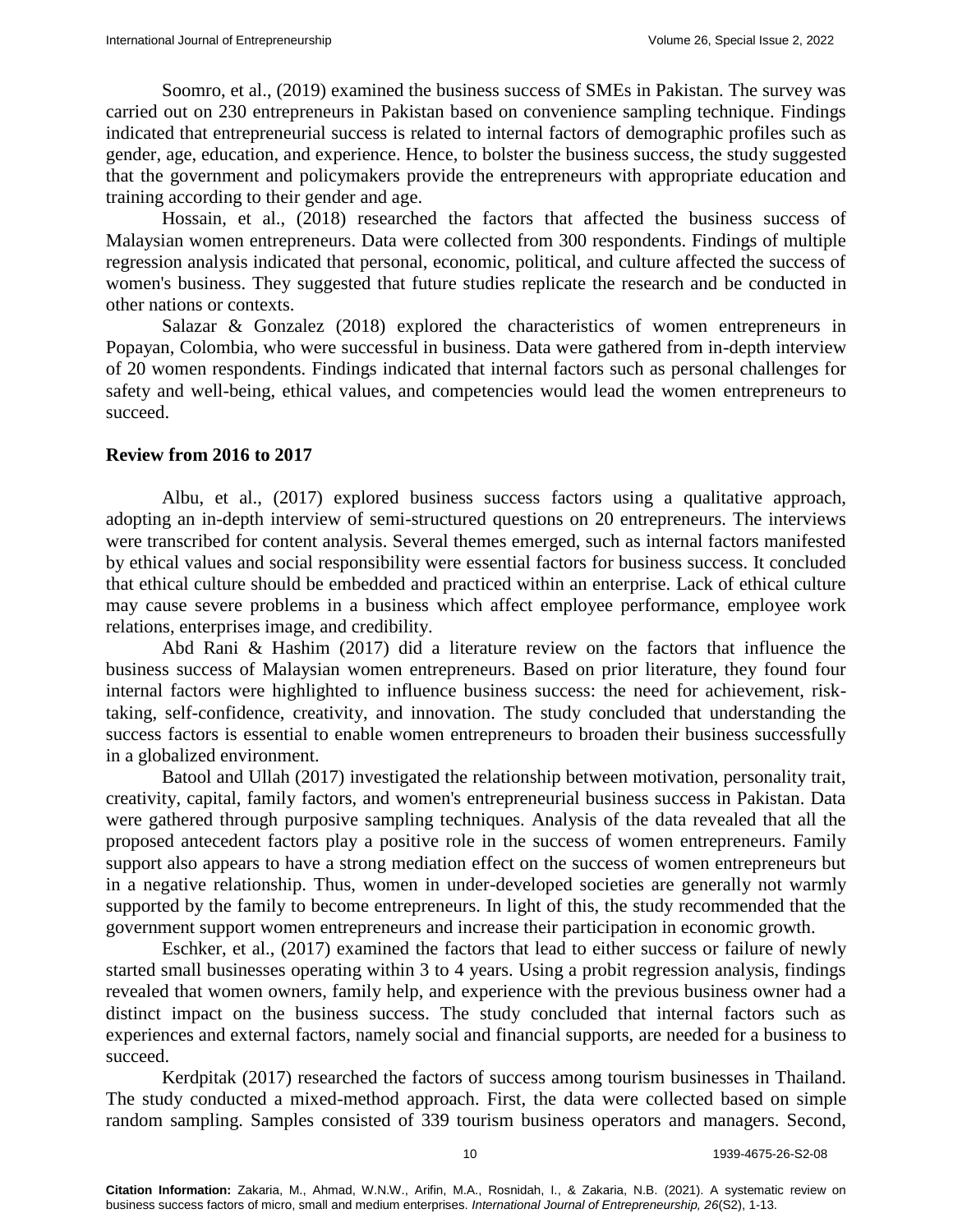Soomro, et al., (2019) examined the business success of SMEs in Pakistan. The survey was carried out on 230 entrepreneurs in Pakistan based on convenience sampling technique. Findings indicated that entrepreneurial success is related to internal factors of demographic profiles such as gender, age, education, and experience. Hence, to bolster the business success, the study suggested that the government and policymakers provide the entrepreneurs with appropriate education and training according to their gender and age.

Hossain, et al., (2018) researched the factors that affected the business success of Malaysian women entrepreneurs. Data were collected from 300 respondents. Findings of multiple regression analysis indicated that personal, economic, political, and culture affected the success of women's business. They suggested that future studies replicate the research and be conducted in other nations or contexts.

Salazar & Gonzalez (2018) explored the characteristics of women entrepreneurs in Popayan, Colombia, who were successful in business. Data were gathered from in-depth interview of 20 women respondents. Findings indicated that internal factors such as personal challenges for safety and well-being, ethical values, and competencies would lead the women entrepreneurs to succeed.

## Review from 2016 to 2017

Albu, et al., (2017) explored business success factors using a qualitative approach, adopting an in-depth interview of semi-structured questions on 20 entrepreneurs. The interviews were transcribed for content analysis. Several themes emerged, such as internal factors manifested by ethical values and social responsibility were essential factors for business success. It concluded that ethical culture should be embedded and practiced within an enterprise. Lack of ethical culture may cause severe problems in a business which affect employee performance, employee work relations, enterprises image, and credibility.

Abd Rani & Hashim (2017) did a literature review on the factors that influence the business success of Malaysian women entrepreneurs. Based on prior literature, they found four internal factors were highlighted to influence business success: the need for achievement, risk-taking, self-confidence, creativity, and innovation. The study concluded that understanding the success factors is essential to enable women entrepreneurs to broaden their business successfully in a globalized environment.

Batool and Ullah (2017) investigated the relationship between motivation, personality trait, creativity, capital, family factors, and women's entrepreneurial business success in Pakistan. Data were gathered through purposive sampling techniques. Analysis of the data revealed that all the proposed antecedent factors play a positive role in the success of women entrepreneurs. Family support also appears to have a strong mediation effect on the success of women entrepreneurs but in a negative relationship. Thus, women in under-developed societies are generally not warmly supported by the family to become entrepreneurs. In light of this, the study recommended that the government support women entrepreneurs and increase their participation in economic growth.

Eschker, et al., (2017) examined the factors that lead to either success or failure of newly started small businesses operating within 3 to 4 years. Using a probit regression analysis, findings revealed that women owners, family help, and experience with the previous business owner had a distinct impact on the business success. The study concluded that internal factors such as experiences and external factors, namely social and financial supports, are needed for a business to succeed.

Kerdpitak (2017) researched the factors of success among tourism businesses in Thailand. The study conducted a mixed-method approach. First, the data were collected based on simple random sampling. Samples consisted of 339 tourism business operators and managers. Second,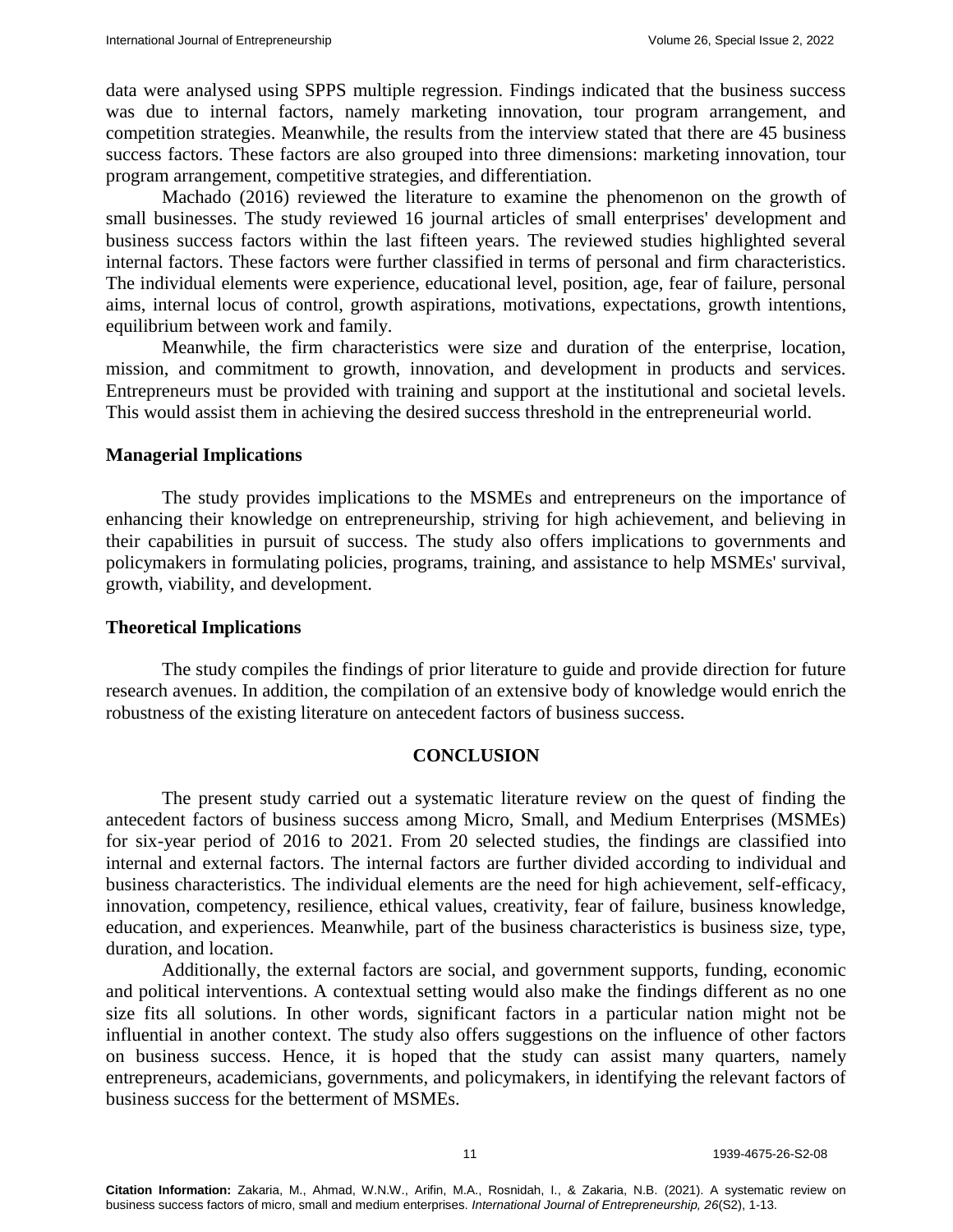data were analysed using SPPS multiple regression. Findings indicated that the business success was due to internal factors, namely marketing innovation, tour program arrangement, and competition strategies. Meanwhile, the results from the interview stated that there are 45 business success factors. These factors are also grouped into three dimensions: marketing innovation, tour program arrangement, competitive strategies, and differentiation.

Machado (2016) reviewed the literature to examine the phenomenon on the growth of small businesses. The study reviewed 16 journal articles of small enterprises' development and business success factors within the last fifteen years. The reviewed studies highlighted several internal factors. These factors were further classified in terms of personal and firm characteristics. The individual elements were experience, educational level, position, age, fear of failure, personal aims, internal locus of control, growth aspirations, motivations, expectations, growth intentions, equilibrium between work and family.

Meanwhile, the firm characteristics were size and duration of the enterprise, location, mission, and commitment to growth, innovation, and development in products and services. Entrepreneurs must be provided with training and support at the institutional and societal levels. This would assist them in achieving the desired success threshold in the entrepreneurial world.

### Managerial Implications

The study provides implications to the MSMEs and entrepreneurs on the importance of enhancing their knowledge on entrepreneurship, striving for high achievement, and believing in their capabilities in pursuit of success. The study also offers implications to governments and policymakers in formulating policies, programs, training, and assistance to help MSMEs' survival, growth, viability, and development.

### Theoretical Implications

The study compiles the findings of prior literature to guide and provide direction for future research avenues. In addition, the compilation of an extensive body of knowledge would enrich the robustness of the existing literature on antecedent factors of business success.

## CONCLUSION

The present study carried out a systematic literature review on the quest of finding the antecedent factors of business success among Micro, Small, and Medium Enterprises (MSMEs) for six-year period of 2016 to 2021. From 20 selected studies, the findings are classified into internal and external factors. The internal factors are further divided according to individual and business characteristics. The individual elements are the need for high achievement, self-efficacy, innovation, competency, resilience, ethical values, creativity, fear of failure, business knowledge, education, and experiences. Meanwhile, part of the business characteristics is business size, type, duration, and location.

Additionally, the external factors are social, and government supports, funding, economic and political interventions. A contextual setting would also make the findings different as no one size fits all solutions. In other words, significant factors in a particular nation might not be influential in another context. The study also offers suggestions on the influence of other factors on business success. Hence, it is hoped that the study can assist many quarters, namely entrepreneurs, academicians, governments, and policymakers, in identifying the relevant factors of business success for the betterment of MSMEs.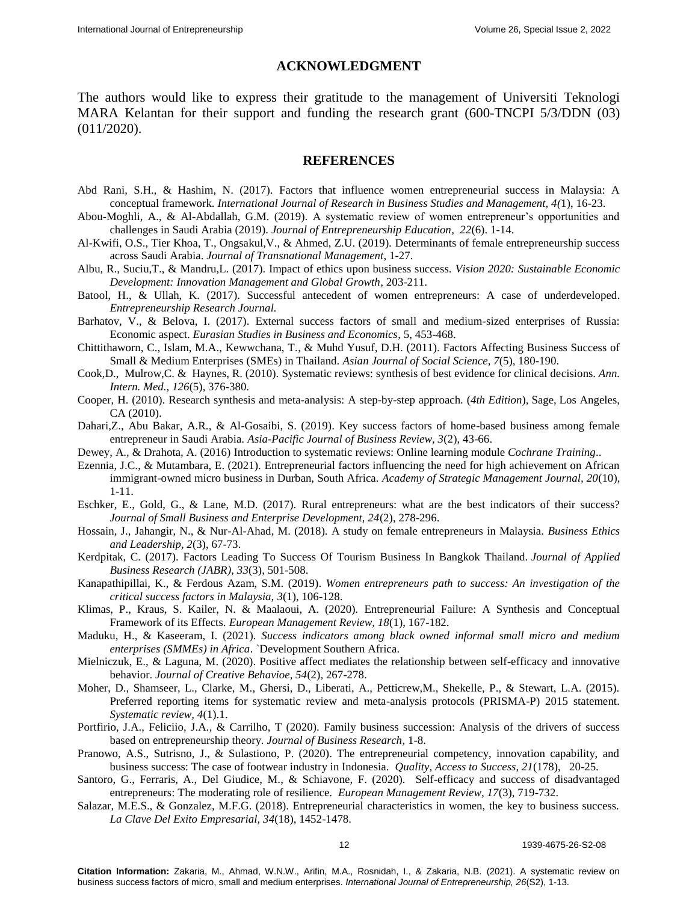## ACKNOWLEDGMENT

The authors would like to express their gratitude to the management of Universiti Teknologi MARA Kelantan for their support and funding the research grant (600-TNCPI 5/3/DDN (03) (011/2020).

## REFERENCES

Abd Rani, S.H., & Hashim, N. (2017). Factors that influence women entrepreneurial success in Malaysia: A conceptual framework. *International Journal of Research in Business Studies and Management, 4(*1), 16-23.

Abou-Moghli, A., & Al-Abdallah, G.M. (2019). A systematic review of women entrepreneur's opportunities and challenges in Saudi Arabia (2019). *Journal of Entrepreneurship Education, 22*(6). 1-14.

Al-Kwifi, O.S., Tier Khoa, T., Ongsakul,V., & Ahmed, Z.U. (2019). Determinants of female entrepreneurship success across Saudi Arabia. *Journal of Transnational Management*, 1-27.

Albu, R., Suciu,T., & Mandru,L. (2017). Impact of ethics upon business success. *Vision 2020: Sustainable Economic Development: Innovation Management and Global Growth*, 203-211.

Batool, H., & Ullah, K. (2017). Successful antecedent of women entrepreneurs: A case of underdeveloped. *Entrepreneurship Research Journal.*

Barhatov, V., & Belova, I. (2017). External success factors of small and medium-sized enterprises of Russia: Economic aspect. *Eurasian Studies in Business and Economics*, 5, 453-468.

Chittithaworn, C., Islam, M.A., Kewwchana, T., & Muhd Yusuf, D.H. (2011). Factors Affecting Business Success of Small & Medium Enterprises (SMEs) in Thailand. *Asian Journal of Social Science, 7*(5), 180-190.

Cook,D., Mulrow,C. & Haynes, R. (2010). Systematic reviews: synthesis of best evidence for clinical decisions. *Ann. Intern. Med., 126*(5), 376-380.

Cooper, H. (2010). Research synthesis and meta-analysis: A step-by-step approach. (*4th Edition*), Sage, Los Angeles, CA (2010).

Dahari,Z., Abu Bakar, A.R., & Al-Gosaibi, S. (2019). Key success factors of home-based business among female entrepreneur in Saudi Arabia. *Asia-Pacific Journal of Business Review, 3*(2), 43-66.

Dewey, A., & Drahota, A. (2016) Introduction to systematic reviews: Online learning module *Cochrane Training*..

Ezennia, J.C., & Mutambara, E. (2021). Entrepreneurial factors influencing the need for high achievement on African immigrant-owned micro business in Durban, South Africa. *Academy of Strategic Management Journal, 20*(10), 1-11.

Eschker, E., Gold, G., & Lane, M.D. (2017). Rural entrepreneurs: what are the best indicators of their success? *Journal of Small Business and Enterprise Development, 24*(2), 278-296.

Hossain, J., Jahangir, N., & Nur-Al-Ahad, M. (2018). A study on female entrepreneurs in Malaysia. *Business Ethics and Leadership, 2*(3), 67-73.

Kerdpitak, C. (2017). Factors Leading To Success Of Tourism Business In Bangkok Thailand. *Journal of Applied Business Research (JABR), 33*(3), 501-508.

Kanapathipillai, K., & Ferdous Azam, S.M. (2019). *Women entrepreneurs path to success: An investigation of the critical success factors in Malaysia, 3*(1), 106-128.

Klimas, P., Kraus, S. Kailer, N. & Maalaoui, A. (2020). Entrepreneurial Failure: A Synthesis and Conceptual Framework of its Effects. *European Management Review, 18*(1), 167-182.

Maduku, H., & Kaseeram, I. (2021). *Success indicators among black owned informal small micro and medium enterprises (SMMEs) in Africa*. `Development Southern Africa.

Mielniczuk, E., & Laguna, M. (2020). Positive affect mediates the relationship between self-efficacy and innovative behavior. *Journal of Creative Behavioe, 54*(2), 267-278.

Moher, D., Shamseer, L., Clarke, M., Ghersi, D., Liberati, A., Petticrew,M., Shekelle, P., & Stewart, L.A. (2015). Preferred reporting items for systematic review and meta-analysis protocols (PRISMA-P) 2015 statement. *Systematic review, 4*(1).1.

Portfirio, J.A., Feliciio, J.A., & Carrilho, T (2020). Family business succession: Analysis of the drivers of success based on entrepreneurship theory. *Journal of Business Research,* 1-8.

Pranowo, A.S., Sutrisno, J., & Sulastiono, P. (2020). The entrepreneurial competency, innovation capability, and business success: The case of footwear industry in Indonesia. *Quality, Access to Success, 21*(178), 20-25.

Santoro, G., Ferraris, A., Del Giudice, M., & Schiavone, F. (2020). Self-efficacy and success of disadvantaged entrepreneurs: The moderating role of resilience. *European Management Review, 17*(3), 719-732.

Salazar, M.E.S., & Gonzalez, M.F.G. (2018). Entrepreneurial characteristics in women, the key to business success. *La Clave Del Exito Empresarial, 34*(18), 1452-1478.

**Citation Information:** Zakaria, M., Ahmad, W.N.W., Arifin, M.A., Rosnidah, I., & Zakaria, N.B. (2021). A systematic review on business success factors of micro, small and medium enterprises. *International Journal of Entrepreneurship, 26*(S2), 1-13.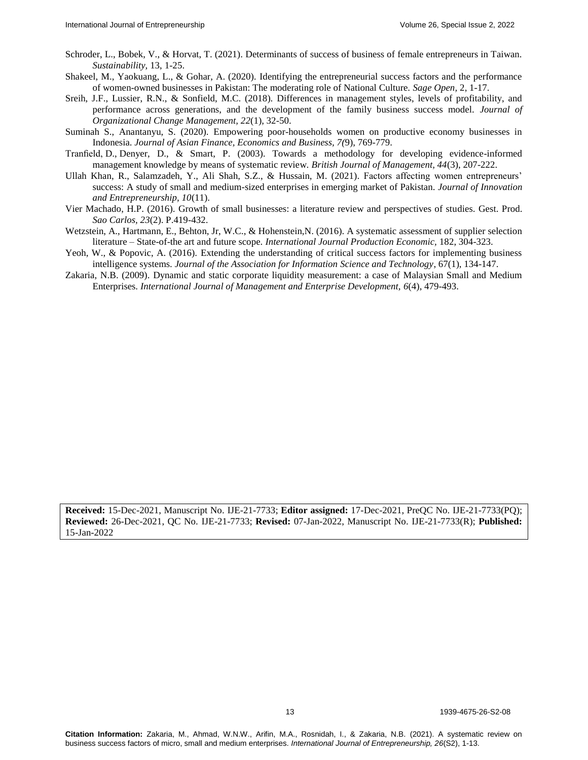Schroder, L., Bobek, V., & Horvat, T. (2021). Determinants of success of business of female entrepreneurs in Taiwan. *Sustainability,* 13, 1-25.

Shakeel, M., Yaokuang, L., & Gohar, A. (2020). Identifying the entrepreneurial success factors and the performance of women-owned businesses in Pakistan: The moderating role of National Culture. *Sage Open,* 2, 1-17.

Sreih, J.F., Lussier, R.N., & Sonfield, M.C. (2018). Differences in management styles, levels of profitability, and performance across generations, and the development of the family business success model. *Journal of Organizational Change Management, 22*(1), 32-50.

Suminah S., Anantanyu, S. (2020). Empowering poor-households women on productive economy businesses in Indonesia. *Journal of Asian Finance, Economics and Business, 7(*9), 769-779.

Tranfield, D., Denyer, D., & Smart, P. (2003). Towards a methodology for developing evidence-informed management knowledge by means of systematic review. *British Journal of Management, 44*(3), 207-222.

Ullah Khan, R., Salamzadeh, Y., Ali Shah, S.Z., & Hussain, M. (2021). Factors affecting women entrepreneurs' success: A study of small and medium-sized enterprises in emerging market of Pakistan. *Journal of Innovation and Entrepreneurship, 10*(11).

Vier Machado, H.P. (2016). Growth of small businesses: a literature review and perspectives of studies. Gest. Prod. *Sao Carlos, 23*(2). P.419-432.

Wetzstein, A., Hartmann, E., Behton, Jr, W.C., & Hohenstein,N. (2016). A systematic assessment of supplier selection literature – State-of-the art and future scope. *International Journal Production Economic,* 182, 304-323.

Yeoh, W., & Popovic, A. (2016). Extending the understanding of critical success factors for implementing business intelligence systems. *Journal of the Association for Information Science and Technology*, 67(1), 134-147.

Zakaria, N.B. (2009). Dynamic and static corporate liquidity measurement: a case of Malaysian Small and Medium Enterprises. *International Journal of Management and Enterprise Development, 6*(4), 479-493.

**Received:** 15-Dec-2021, Manuscript No. IJE-21-7733; **Editor assigned:** 17-Dec-2021, PreQC No. IJE-21-7733(PQ); **Reviewed:** 26-Dec-2021, QC No. IJE-21-7733; **Revised:** 07-Jan-2022, Manuscript No. IJE-21-7733(R); **Published:** 15-Jan-2022

**Citation Information:** Zakaria, M., Ahmad, W.N.W., Arifin, M.A., Rosnidah, I., & Zakaria, N.B. (2021). A systematic review on business success factors of micro, small and medium enterprises. *International Journal of Entrepreneurship, 26*(S2), 1-13.